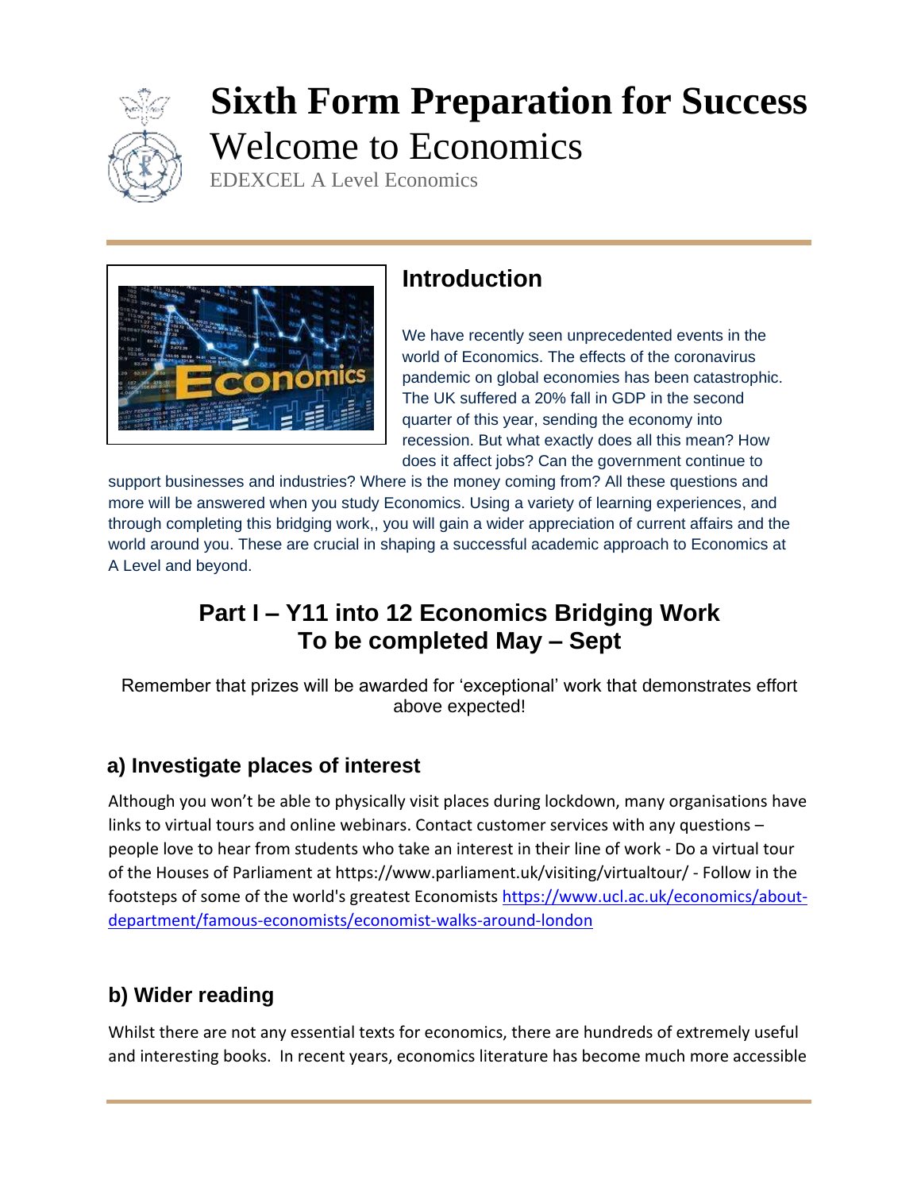# Sixth Form Preparation for Success

## Welcome to Economics

EDEXCEL A Level Economics

## Introduction

We have recently seen unprecedented events in the world of Economics. The effects of the coronavirus pandemic on global economies has been catastrophic. The UK suffered a 20% fall in GDP in the second quarter of this year, sending the economy into recession. But what exactly does all this mean? How does it affect jobs? Can the government continue to support businesses and industries? Where is the money coming from? All these questions and more will be answered when you study Economics. Using a variety of learning experiences, and through completing this bridging work,, you will gain a wider appreciation of current affairs and the world around you. These are crucial in shaping a successful academic approach to Economics at A Level and beyond.

## Part I – Y11 into 12 Economics Bridging Work
## To be completed May – Sept

Remember that prizes will be awarded for 'exceptional' work that demonstrates effort above expected!

### a) Investigate places of interest

Although you won't be able to physically visit places during lockdown, many organisations have links to virtual tours and online webinars. Contact customer services with any questions – people love to hear from students who take an interest in their line of work - Do a virtual tour of the Houses of Parliament at https://www.parliament.uk/visiting/virtualtour/ - Follow in the footsteps of some of the world's greatest Economists [https://www.ucl.ac.uk/economics/about-department/famous-economists/economist-walks-around-london](https://www.ucl.ac.uk/economics/about-department/famous-economists/economist-walks-around-london)

### b) Wider reading

Whilst there are not any essential texts for economics, there are hundreds of extremely useful and interesting books. In recent years, economics literature has become much more accessible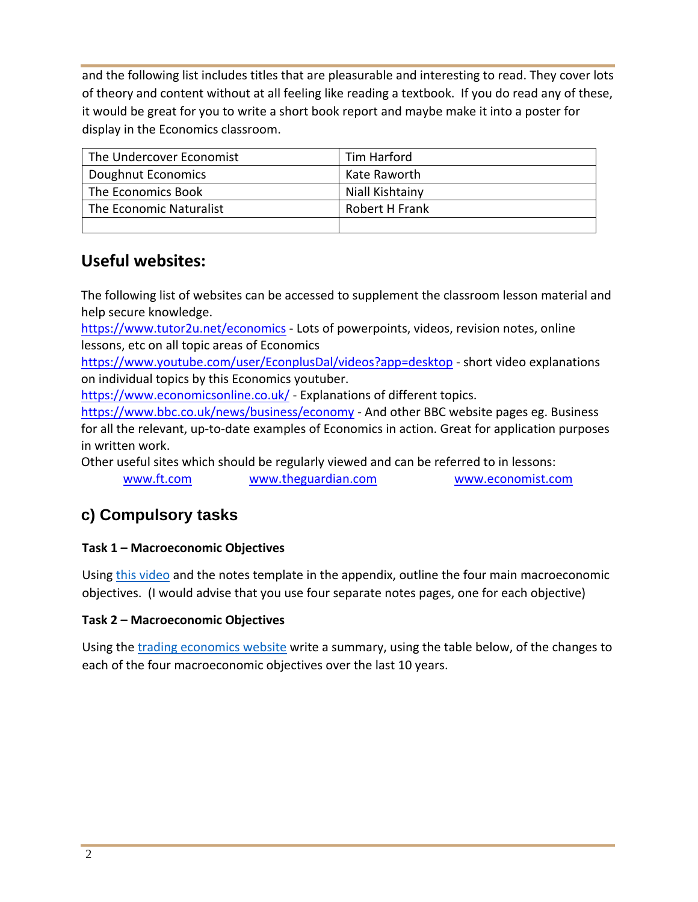and the following list includes titles that are pleasurable and interesting to read. They cover lots of theory and content without at all feeling like reading a textbook. If you do read any of these, it would be great for you to write a short book report and maybe make it into a poster for display in the Economics classroom.

| | |
|---|---|
| The Undercover Economist | Tim Harford |
| Doughnut Economics | Kate Raworth |
| The Economics Book | Niall Kishtainy |
| The Economic Naturalist | Robert H Frank |
| | |

## Useful websites:

The following list of websites can be accessed to supplement the classroom lesson material and help secure knowledge.

https://www.tutor2u.net/economics - Lots of powerpoints, videos, revision notes, online lessons, etc on all topic areas of Economics

https://www.youtube.com/user/EconplusDal/videos?app=desktop - short video explanations on individual topics by this Economics youtuber.

https://www.economicsonline.co.uk/ - Explanations of different topics.

https://www.bbc.co.uk/news/business/economy - And other BBC website pages eg. Business for all the relevant, up-to-date examples of Economics in action. Great for application purposes in written work.

Other useful sites which should be regularly viewed and can be referred to in lessons:

www.ft.com www.theguardian.com www.economist.com

## c) Compulsory tasks

**Task 1 – Macroeconomic Objectives**

Using this video and the notes template in the appendix, outline the four main macroeconomic objectives. (I would advise that you use four separate notes pages, one for each objective)

**Task 2 – Macroeconomic Objectives**

Using the trading economics website write a summary, using the table below, of the changes to each of the four macroeconomic objectives over the last 10 years.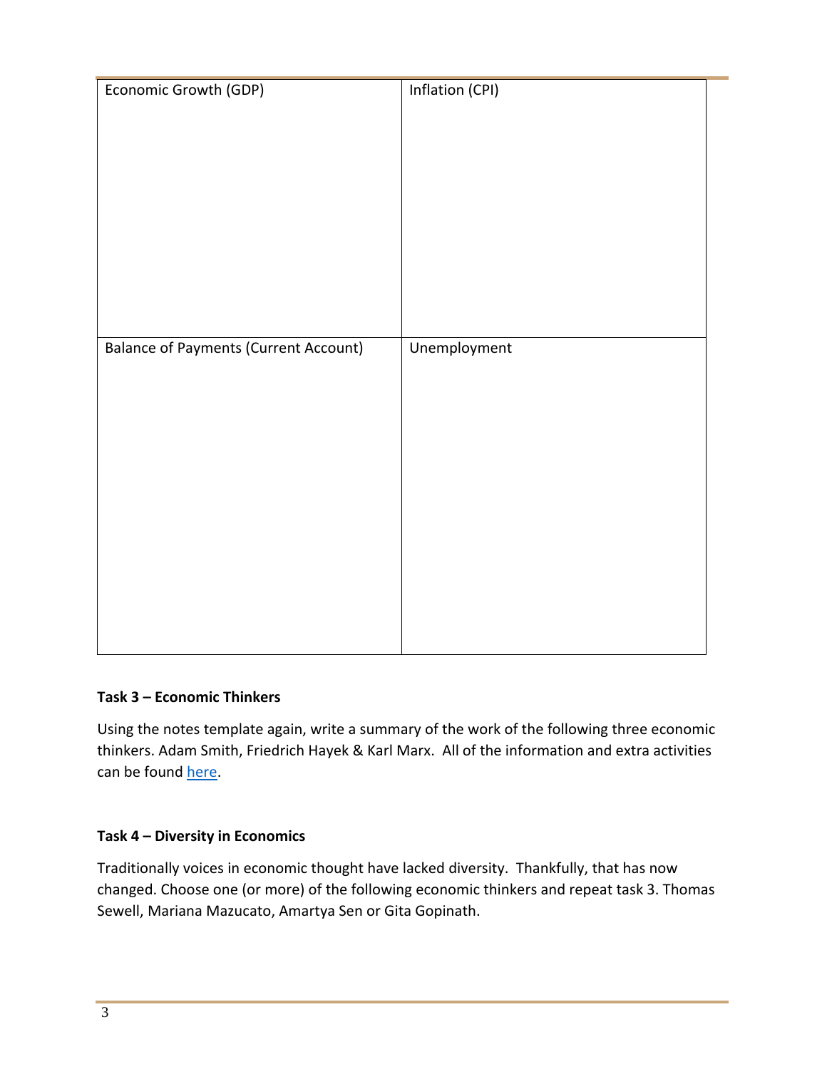| Economic Growth (GDP) | Inflation (CPI) |
| --- | --- |
| Balance of Payments (Current Account) | Unemployment |

**Task 3 – Economic Thinkers**

Using the notes template again, write a summary of the work of the following three economic thinkers. Adam Smith, Friedrich Hayek & Karl Marx. All of the information and extra activities can be found here.

**Task 4 – Diversity in Economics**

Traditionally voices in economic thought have lacked diversity. Thankfully, that has now changed. Choose one (or more) of the following economic thinkers and repeat task 3. Thomas Sewell, Mariana Mazucato, Amartya Sen or Gita Gopinath.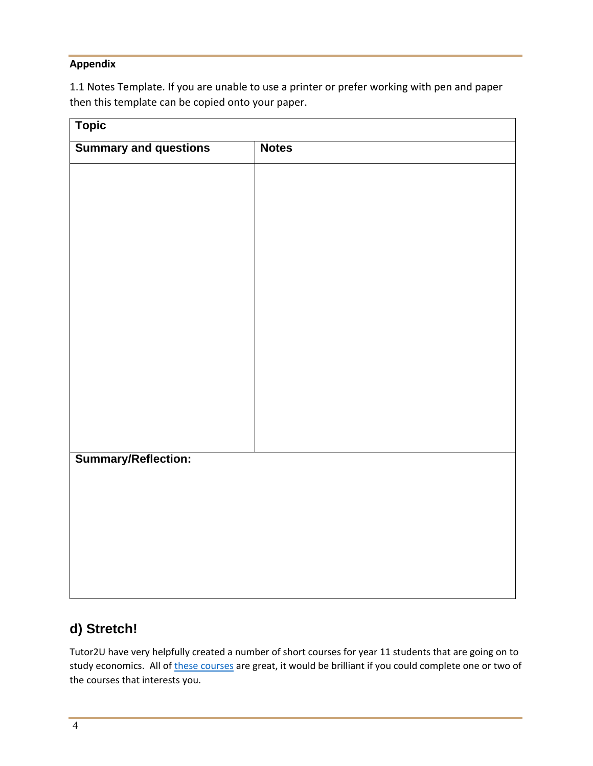**Appendix**

1.1 Notes Template. If you are unable to use a printer or prefer working with pen and paper then this template can be copied onto your paper.

| **Topic** | |
|---|---|
| **Summary and questions** | **Notes** |
| | |
| **Summary/Reflection:** | |

## d) Stretch!

Tutor2U have very helpfully created a number of short courses for year 11 students that are going on to study economics. All of [these courses] are great, it would be brilliant if you could complete one or two of the courses that interests you.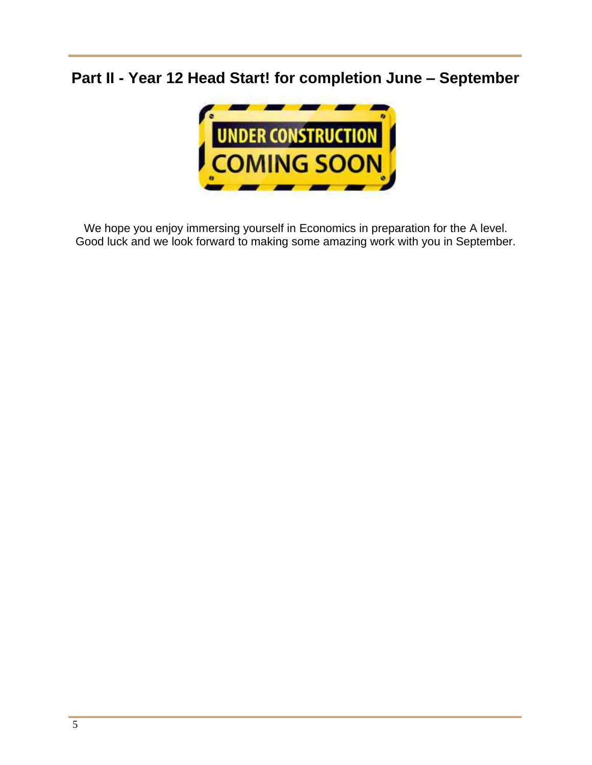## Part II - Year 12 Head Start! for completion June – September

UNDER CONSTRUCTION

COMING SOON

We hope you enjoy immersing yourself in Economics in preparation for the A level.
Good luck and we look forward to making some amazing work with you in September.